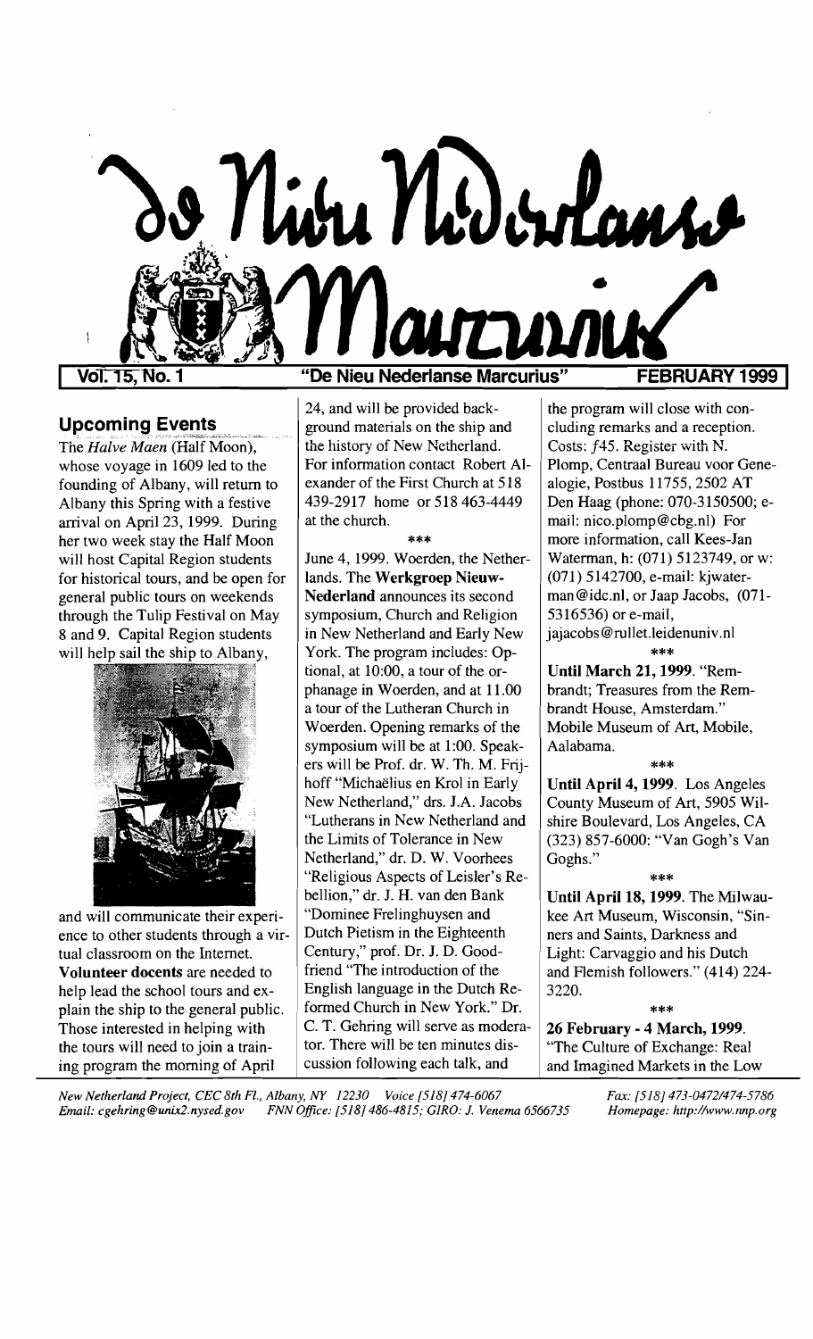# De Nieu Nederlanse Marcurius

**Vol. 15, No. 1** — "De Nieu Nederlanse Marcurius" — **FEBRUARY 1999**

## Upcoming Events

The *Halve Maen* (Half Moon), whose voyage in 1609 led to the founding of Albany, will return to Albany this Spring with a festive arrival on April 23, 1999. During her two week stay the Half Moon will host Capital Region students for historical tours, and be open for general public tours on weekends through the Tulip Festival on May 8 and 9. Capital Region students will help sail the ship to Albany, and will communicate their experience to other students through a virtual classroom on the Internet. **Volunteer docents** are needed to help lead the school tours and explain the ship to the general public. Those interested in helping with the tours will need to join a training program the morning of April 24, and will be provided background materials on the ship and the history of New Netherland. For information contact Robert Alexander of the First Church at 518 439-2917 home or 518 463-4449 at the church.

\*\*\*

June 4, 1999. Woerden, the Netherlands. The **Werkgroep Nieuw-Nederland** announces its second symposium, Church and Religion in New Netherland and Early New York. The program includes: Optional, at 10:00, a tour of the orphanage in Woerden, and at 11.00 a tour of the Lutheran Church in Woerden. Opening remarks of the symposium will be at 1:00. Speakers will be Prof. dr. W. Th. M. Frijhoff "Michaëlius en Krol in Early New Netherland," drs. J.A. Jacobs "Lutherans in New Netherland and the Limits of Tolerance in New Netherland," dr. D. W. Voorhees "Religious Aspects of Leisler's Rebellion," dr. J. H. van den Bank "Dominee Frelinghuysen and Dutch Pietism in the Eighteenth Century," prof. Dr. J. D. Goodfriend "The introduction of the English language in the Dutch Reformed Church in New York." Dr. C. T. Gehring will serve as moderator. There will be ten minutes discussion following each talk, and the program will close with concluding remarks and a reception. Costs: *f*45. Register with N. Plomp, Centraal Bureau voor Genealogie, Postbus 11755, 2502 AT Den Haag (phone: 070-3150500; e-mail: nico.plomp@cbg.nl) For more information, call Kees-Jan Waterman, h: (071) 5123749, or w: (071) 5142700, e-mail: kjwaterman@idc.nl, or Jaap Jacobs, (071-5316536) or e-mail, jajacobs@rullet.leidenuniv.nl

\*\*\*

**Until March 21, 1999**. "Rembrandt; Treasures from the Rembrandt House, Amsterdam." Mobile Museum of Art, Mobile, Aalabama.

\*\*\*

**Until April 4, 1999**. Los Angeles County Museum of Art, 5905 Wilshire Boulevard, Los Angeles, CA (323) 857-6000: "Van Gogh's Van Goghs."

\*\*\*

**Until April 18, 1999**. The Milwaukee Art Museum, Wisconsin, "Sinners and Saints, Darkness and Light: Carvaggio and his Dutch and Flemish followers." (414) 224-3220.

\*\*\*

**26 February - 4 March, 1999**. "The Culture of Exchange: Real and Imagined Markets in the Low

*New Netherland Project, CEC 8th Fl., Albany, NY 12230 Voice [518] 474-6067 Fax: [518] 473-0472/474-5786*
*Email: cgehring@unix2.nysed.gov FNN Office: [518] 486-4815; GIRO: J. Venema 6566735 Homepage: http://www.nnp.org*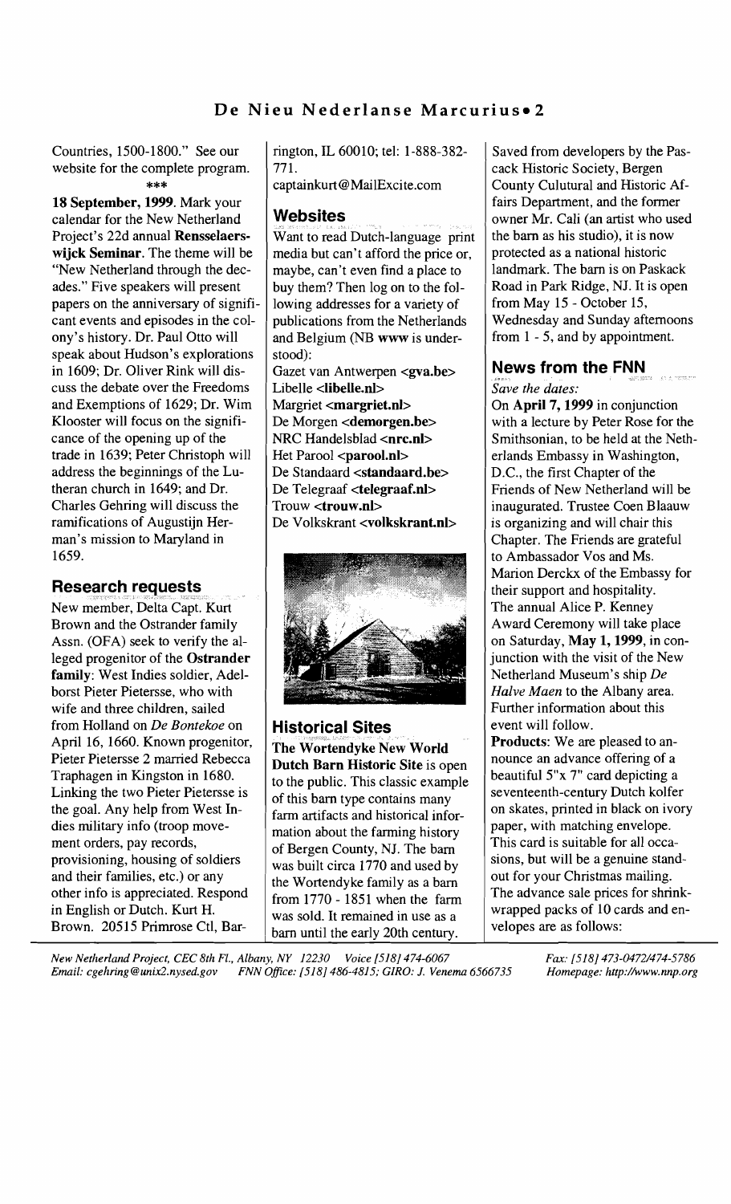Countries, 1500-1800." See our website for the complete program.

\*\*\*

**18 September, 1999**. Mark your calendar for the New Netherland Project's 22d annual **Rensselaerswijck Seminar**. The theme will be "New Netherland through the decades." Five speakers will present papers on the anniversary of significant events and episodes in the colony's history. Dr. Paul Otto will speak about Hudson's explorations in 1609; Dr. Oliver Rink will discuss the debate over the Freedoms and Exemptions of 1629; Dr. Wim Klooster will focus on the significance of the opening up of the trade in 1639; Peter Christoph will address the beginnings of the Lutheran church in 1649; and Dr. Charles Gehring will discuss the ramifications of Augustijn Herman's mission to Maryland in 1659.

## Research requests

New member, Delta Capt. Kurt Brown and the Ostrander family Assn. (OFA) seek to verify the alleged progenitor of the **Ostrander family**: West Indies soldier, Adelborst Pieter Pieterse, who with wife and three children, sailed from Holland on *De Bontekoe* on April 16, 1660. Known progenitor, Pieter Pieterse 2 married Rebecca Traphagen in Kingston in 1680. Linking the two Pieter Pieterse is the goal. Any help from West Indies military info (troop movement orders, pay records, provisioning, housing of soldiers and their families, etc.) or any other info is appreciated. Respond in English or Dutch. Kurt H. Brown. 20515 Primrose Ctl, Barrington, IL 60010; tel: 1-888-382-771.
captainkurt@MailExcite.com

## Websites

Want to read Dutch-language print media but can't afford the price or, maybe, can't even find a place to buy them? Then log on to the following addresses for a variety of publications from the Netherlands and Belgium (NB **www** is understood):

Gazet van Antwerpen <**gva.be**>
Libelle <**libelle.nl**>
Margriet <**margriet.nl**>
De Morgen <**demorgen.be**>
NRC Handelsblad <**nrc.nl**>
Het Parool <**parool.nl**>
De Standaard <**standaard.be**>
De Telegraaf <**telegraaf.nl**>
Trouw <**trouw.nl**>
De Volkskrant <**volkskrant.nl**>

## Historical Sites

**The Wortendyke New World Dutch Barn Historic Site** is open to the public. This classic example of this barn type contains many farm artifacts and historical information about the farming history of Bergen County, NJ. The barn was built circa 1770 and used by the Wortendyke family as a barn from 1770 - 1851 when the farm was sold. It remained in use as a barn until the early 20th century. Saved from developers by the Pascack Historic Society, Bergen County Culutural and Historic Affairs Department, and the former owner Mr. Cali (an artist who used the barn as his studio), it is now protected as a national historic landmark. The barn is on Paskack Road in Park Ridge, NJ. It is open from May 15 - October 15, Wednesday and Sunday afternoons from 1 - 5, and by appointment.

## News from the FNN

*Save the dates:*

On **April 7, 1999** in conjunction with a lecture by Peter Rose for the Smithsonian, to be held at the Netherlands Embassy in Washington, D.C., the first Chapter of the Friends of New Netherland will be inaugurated. Trustee Coen Blaauw is organizing and will chair this Chapter. The Friends are grateful to Ambassador Vos and Ms. Marion Derckx of the Embassy for their support and hospitality.

The annual Alice P. Kenney Award Ceremony will take place on Saturday, **May 1, 1999**, in conjunction with the visit of the New Netherland Museum's ship *De Halve Maen* to the Albany area. Further information about this event will follow.

**Products**: We are pleased to announce an advance offering of a beautiful 5"x 7" card depicting a seventeenth-century Dutch kolfer on skates, printed in black on ivory paper, with matching envelope. This card is suitable for all occasions, but will be a genuine standout for your Christmas mailing. The advance sale prices for shrinkwrapped packs of 10 cards and envelopes are as follows: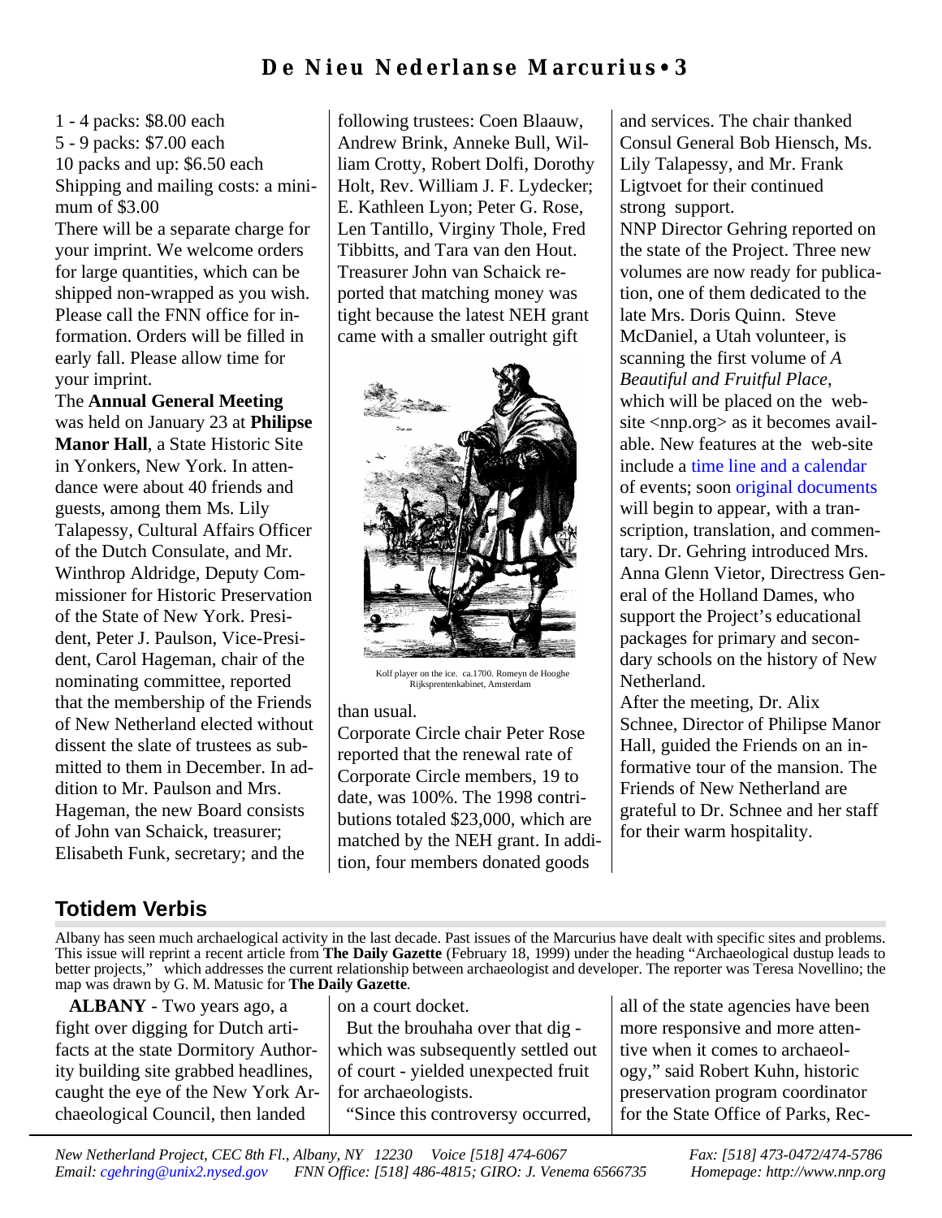1 - 4 packs: $8.00 each
5 - 9 packs: $7.00 each
10 packs and up: $6.50 each
Shipping and mailing costs: a minimum of $3.00
There will be a separate charge for your imprint. We welcome orders for large quantities, which can be shipped non-wrapped as you wish. Please call the FNN office for information. Orders will be filled in early fall. Please allow time for your imprint.

The **Annual General Meeting** was held on January 23 at **Philipse Manor Hall**, a State Historic Site in Yonkers, New York. In attendance were about 40 friends and guests, among them Ms. Lily Talapessy, Cultural Affairs Officer of the Dutch Consulate, and Mr. Winthrop Aldridge, Deputy Commissioner for Historic Preservation of the State of New York. President, Peter J. Paulson, Vice-President, Carol Hageman, chair of the nominating committee, reported that the membership of the Friends of New Netherland elected without dissent the slate of trustees as submitted to them in December. In addition to Mr. Paulson and Mrs. Hageman, the new Board consists of John van Schaick, treasurer; Elisabeth Funk, secretary; and the following trustees: Coen Blaauw, Andrew Brink, Anneke Bull, William Crotty, Robert Dolfi, Dorothy Holt, Rev. William J. F. Lydecker; E. Kathleen Lyon; Peter G. Rose, Len Tantillo, Virginy Thole, Fred Tibbitts, and Tara van den Hout. Treasurer John van Schaick reported that matching money was tight because the latest NEH grant came with a smaller outright gift than usual.

Kolf player on the ice. ca.1700. Romeyn de Hooghe Rijksprentenkabinet, Amsterdam

Corporate Circle chair Peter Rose reported that the renewal rate of Corporate Circle members, 19 to date, was 100%. The 1998 contributions totaled $23,000, which are matched by the NEH grant. In addition, four members donated goods and services. The chair thanked Consul General Bob Hiensch, Ms. Lily Talapessy, and Mr. Frank Ligtvoet for their continued strong support.

NNP Director Gehring reported on the state of the Project. Three new volumes are now ready for publication, one of them dedicated to the late Mrs. Doris Quinn. Steve McDaniel, a Utah volunteer, is scanning the first volume of *A Beautiful and Fruitful Place*, which will be placed on the web-site <nnp.org> as it becomes available. New features at the web-site include a time line and a calendar of events; soon original documents will begin to appear, with a transcription, translation, and commentary. Dr. Gehring introduced Mrs. Anna Glenn Vietor, Directress General of the Holland Dames, who support the Project's educational packages for primary and secondary schools on the history of New Netherland.

After the meeting, Dr. Alix Schnee, Director of Philipse Manor Hall, guided the Friends on an informative tour of the mansion. The Friends of New Netherland are grateful to Dr. Schnee and her staff for their warm hospitality.

## Totidem Verbis

Albany has seen much archaelogical activity in the last decade. Past issues of the Marcurius have dealt with specific sites and problems. This issue will reprint a recent article from **The Daily Gazette** (February 18, 1999) under the heading "Archaeological dustup leads to better projects," which addresses the current relationship between archaeologist and developer. The reporter was Teresa Novellino; the map was drawn by G. M. Matusic for **The Daily Gazette**.

**ALBANY** - Two years ago, a fight over digging for Dutch artifacts at the state Dormitory Authority building site grabbed headlines, caught the eye of the New York Archaeological Council, then landed on a court docket.

But the brouhaha over that dig - which was subsequently settled out of court - yielded unexpected fruit for archaeologists.

"Since this controversy occurred, all of the state agencies have been more responsive and more attentive when it comes to archaeology," said Robert Kuhn, historic preservation program coordinator for the State Office of Parks, Rec-

*New Netherland Project, CEC 8th Fl., Albany, NY 12230 Voice [518] 474-6067 Fax: [518] 473-0472/474-5786*
*Email: cgehring@unix2.nysed.gov FNN Office: [518] 486-4815; GIRO: J. Venema 6566735 Homepage: http://www.nnp.org*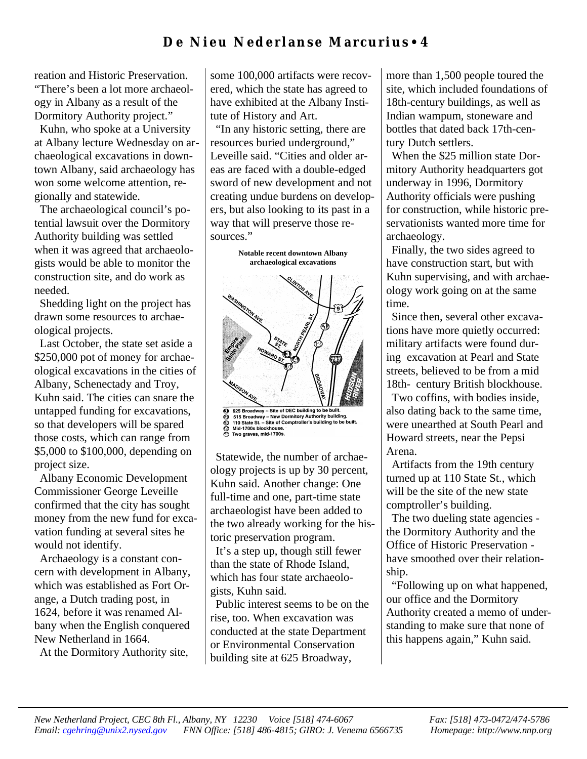reation and Historic Preservation. "There's been a lot more archaeology in Albany as a result of the Dormitory Authority project."

Kuhn, who spoke at a University at Albany lecture Wednesday on archaeological excavations in downtown Albany, said archaeology has won some welcome attention, regionally and statewide.

The archaeological council's potential lawsuit over the Dormitory Authority building was settled when it was agreed that archaeologists would be able to monitor the construction site, and do work as needed.

Shedding light on the project has drawn some resources to archaeological projects.

Last October, the state set aside a $250,000 pot of money for archaeological excavations in the cities of Albany, Schenectady and Troy, Kuhn said. The cities can snare the untapped funding for excavations, so that developers will be spared those costs, which can range from $5,000 to $100,000, depending on project size.

Albany Economic Development Commissioner George Leveille confirmed that the city has sought money from the new fund for excavation funding at several sites he would not identify.

Archaeology is a constant concern with development in Albany, which was established as Fort Orange, a Dutch trading post, in 1624, before it was renamed Albany when the English conquered New Netherland in 1664.

At the Dormitory Authority site, some 100,000 artifacts were recovered, which the state has agreed to have exhibited at the Albany Institute of History and Art.

"In any historic setting, there are resources buried underground," Leveille said. "Cities and older areas are faced with a double-edged sword of new development and not creating undue burdens on developers, but also looking to its past in a way that will preserve those resources."

**Notable recent downtown Albany archaeological excavations**

CLINTON AVE
WASHINGTON AVE
NORTH PEARL ST.
STATE ST.
HOWARD ST.
Empire State Plaza
MADISON AVE.
BROADWAY
HUDSON RIVER
9
787

1. 625 Broadway – Site of DEC building to be built.
2. 515 Broadway – New Dormitory Authority building.
3. 110 State St. – Site of Comptroller's building to be built.
4. Mid-1700s blockhouse.
5. Two graves, mid-1700s.

Statewide, the number of archaeology projects is up by 30 percent, Kuhn said. Another change: One full-time and one, part-time state archaeologist have been added to the two already working for the historic preservation program.

It's a step up, though still fewer than the state of Rhode Island, which has four state archaeologists, Kuhn said.

Public interest seems to be on the rise, too. When excavation was conducted at the state Department or Environmental Conservation building site at 625 Broadway, more than 1,500 people toured the site, which included foundations of 18th-century buildings, as well as Indian wampum, stoneware and bottles that dated back 17th-century Dutch settlers.

When the $25 million state Dormitory Authority headquarters got underway in 1996, Dormitory Authority officials were pushing for construction, while historic preservationists wanted more time for archaeology.

Finally, the two sides agreed to have construction start, but with Kuhn supervising, and with archaeology work going on at the same time.

Since then, several other excavations have more quietly occurred: military artifacts were found during excavation at Pearl and State streets, believed to be from a mid 18th- century British blockhouse.

Two coffins, with bodies inside, also dating back to the same time, were unearthed at South Pearl and Howard streets, near the Pepsi Arena.

Artifacts from the 19th century turned up at 110 State St., which will be the site of the new state comptroller's building.

The two dueling state agencies - the Dormitory Authority and the Office of Historic Preservation - have smoothed over their relationship.

"Following up on what happened, our office and the Dormitory Authority created a memo of understanding to make sure that none of this happens again," Kuhn said.

*New Netherland Project, CEC 8th Fl., Albany, NY 12230 Voice [518] 474-6067 Fax: [518] 473-0472/474-5786*
*Email: cgehring@unix2.nysed.gov FNN Office: [518] 486-4815; GIRO: J. Venema 6566735 Homepage: http://www.nnp.org*